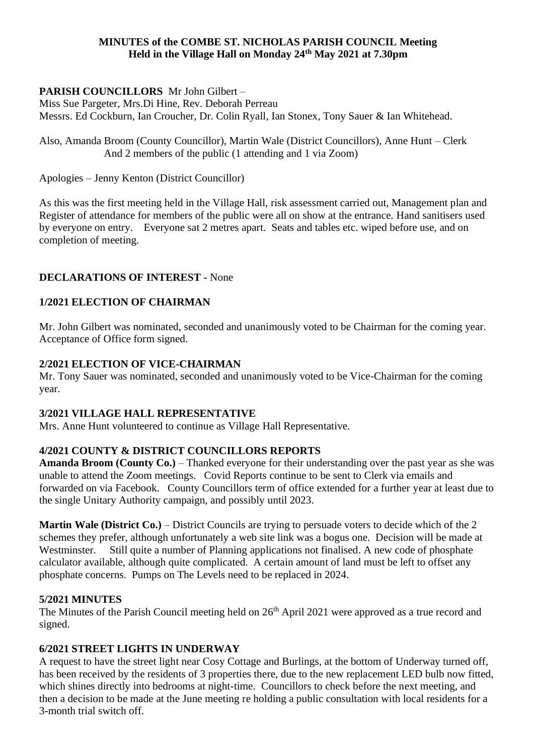**MINUTES of the COMBE ST. NICHOLAS PARISH COUNCIL Meeting**
**Held in the Village Hall on Monday 24th May 2021 at 7.30pm**

**PARISH COUNCILLORS** Mr John Gilbert –
Miss Sue Pargeter, Mrs.Di Hine, Rev. Deborah Perreau
Messrs. Ed Cockburn, Ian Croucher, Dr. Colin Ryall, Ian Stonex, Tony Sauer & Ian Whitehead.

Also, Amanda Broom (County Councillor), Martin Wale (District Councillors), Anne Hunt – Clerk
And 2 members of the public (1 attending and 1 via Zoom)

Apologies – Jenny Kenton (District Councillor)

As this was the first meeting held in the Village Hall, risk assessment carried out, Management plan and Register of attendance for members of the public were all on show at the entrance. Hand sanitisers used by everyone on entry. Everyone sat 2 metres apart. Seats and tables etc. wiped before use, and on completion of meeting.

**DECLARATIONS OF INTEREST** - None

**1/2021 ELECTION OF CHAIRMAN**

Mr. John Gilbert was nominated, seconded and unanimously voted to be Chairman for the coming year. Acceptance of Office form signed.

**2/2021 ELECTION OF VICE-CHAIRMAN**

Mr. Tony Sauer was nominated, seconded and unanimously voted to be Vice-Chairman for the coming year.

**3/2021 VILLAGE HALL REPRESENTATIVE**

Mrs. Anne Hunt volunteered to continue as Village Hall Representative.

**4/2021 COUNTY & DISTRICT COUNCILLORS REPORTS**

**Amanda Broom (County Co.)** – Thanked everyone for their understanding over the past year as she was unable to attend the Zoom meetings. Covid Reports continue to be sent to Clerk via emails and forwarded on via Facebook. County Councillors term of office extended for a further year at least due to the single Unitary Authority campaign, and possibly until 2023.

**Martin Wale (District Co.)** – District Councils are trying to persuade voters to decide which of the 2 schemes they prefer, although unfortunately a web site link was a bogus one. Decision will be made at Westminster. Still quite a number of Planning applications not finalised. A new code of phosphate calculator available, although quite complicated. A certain amount of land must be left to offset any phosphate concerns. Pumps on The Levels need to be replaced in 2024.

**5/2021 MINUTES**

The Minutes of the Parish Council meeting held on 26th April 2021 were approved as a true record and signed.

**6/2021 STREET LIGHTS IN UNDERWAY**

A request to have the street light near Cosy Cottage and Burlings, at the bottom of Underway turned off, has been received by the residents of 3 properties there, due to the new replacement LED bulb now fitted, which shines directly into bedrooms at night-time. Councillors to check before the next meeting, and then a decision to be made at the June meeting re holding a public consultation with local residents for a 3-month trial switch off.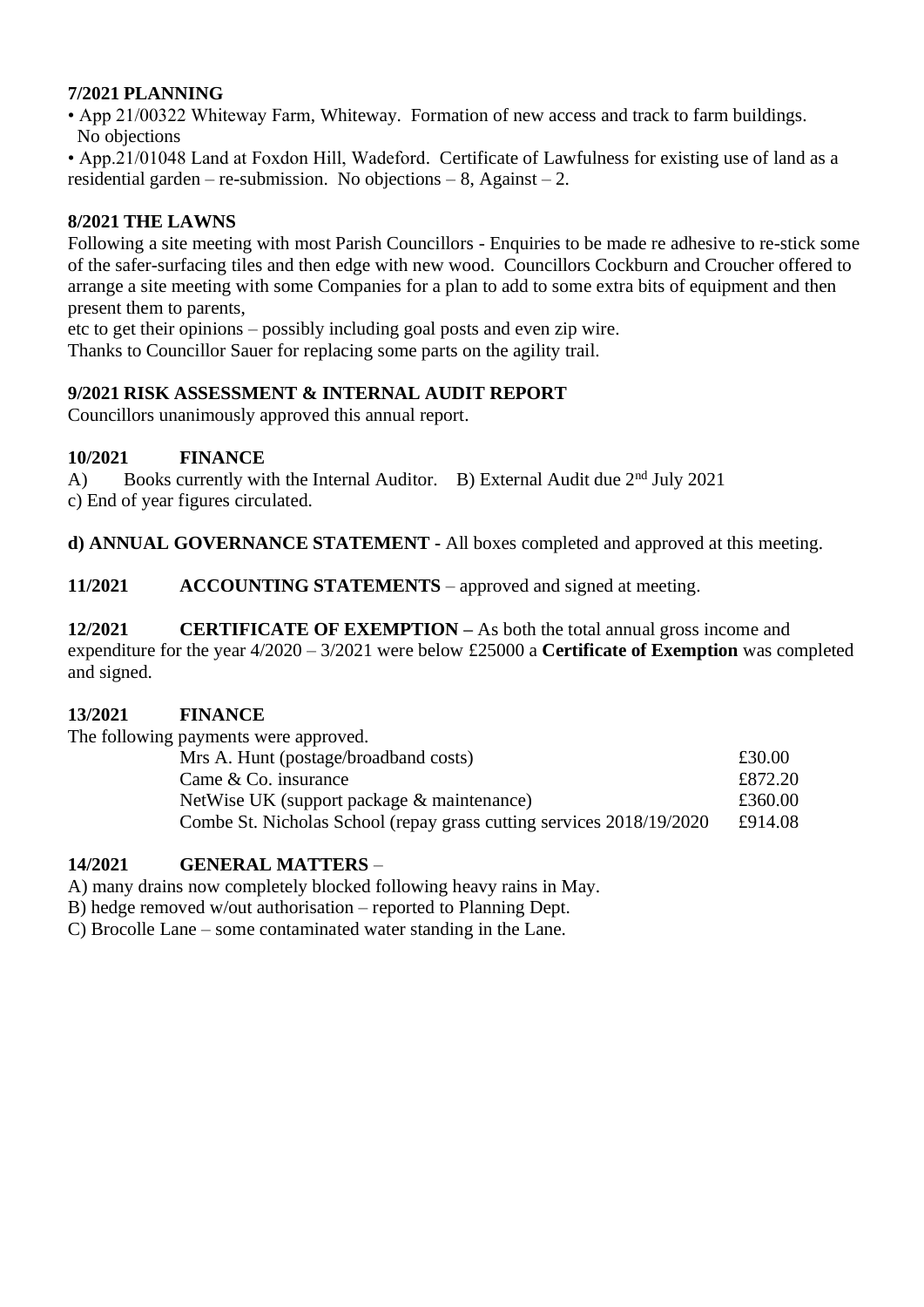**7/2021 PLANNING**

- App 21/00322 Whiteway Farm, Whiteway. Formation of new access and track to farm buildings. No objections
- App.21/01048 Land at Foxdon Hill, Wadeford. Certificate of Lawfulness for existing use of land as a residential garden – re-submission. No objections – 8, Against – 2.

**8/2021 THE LAWNS**

Following a site meeting with most Parish Councillors - Enquiries to be made re adhesive to re-stick some of the safer-surfacing tiles and then edge with new wood. Councillors Cockburn and Croucher offered to arrange a site meeting with some Companies for a plan to add to some extra bits of equipment and then present them to parents,

etc to get their opinions – possibly including goal posts and even zip wire.

Thanks to Councillor Sauer for replacing some parts on the agility trail.

**9/2021 RISK ASSESSMENT & INTERNAL AUDIT REPORT**

Councillors unanimously approved this annual report.

**10/2021 FINANCE**

A) Books currently with the Internal Auditor. B) External Audit due 2nd July 2021

c) End of year figures circulated.

**d) ANNUAL GOVERNANCE STATEMENT** - All boxes completed and approved at this meeting.

**11/2021 ACCOUNTING STATEMENTS** – approved and signed at meeting.

**12/2021 CERTIFICATE OF EXEMPTION –** As both the total annual gross income and expenditure for the year 4/2020 – 3/2021 were below £25000 a **Certificate of Exemption** was completed and signed.

**13/2021 FINANCE**

The following payments were approved.

| | |
|---|---|
| Mrs A. Hunt (postage/broadband costs) | £30.00 |
| Came & Co. insurance | £872.20 |
| NetWise UK (support package & maintenance) | £360.00 |
| Combe St. Nicholas School (repay grass cutting services 2018/19/2020 | £914.08 |

**14/2021 GENERAL MATTERS** –

A) many drains now completely blocked following heavy rains in May.

B) hedge removed w/out authorisation – reported to Planning Dept.

C) Brocolle Lane – some contaminated water standing in the Lane.